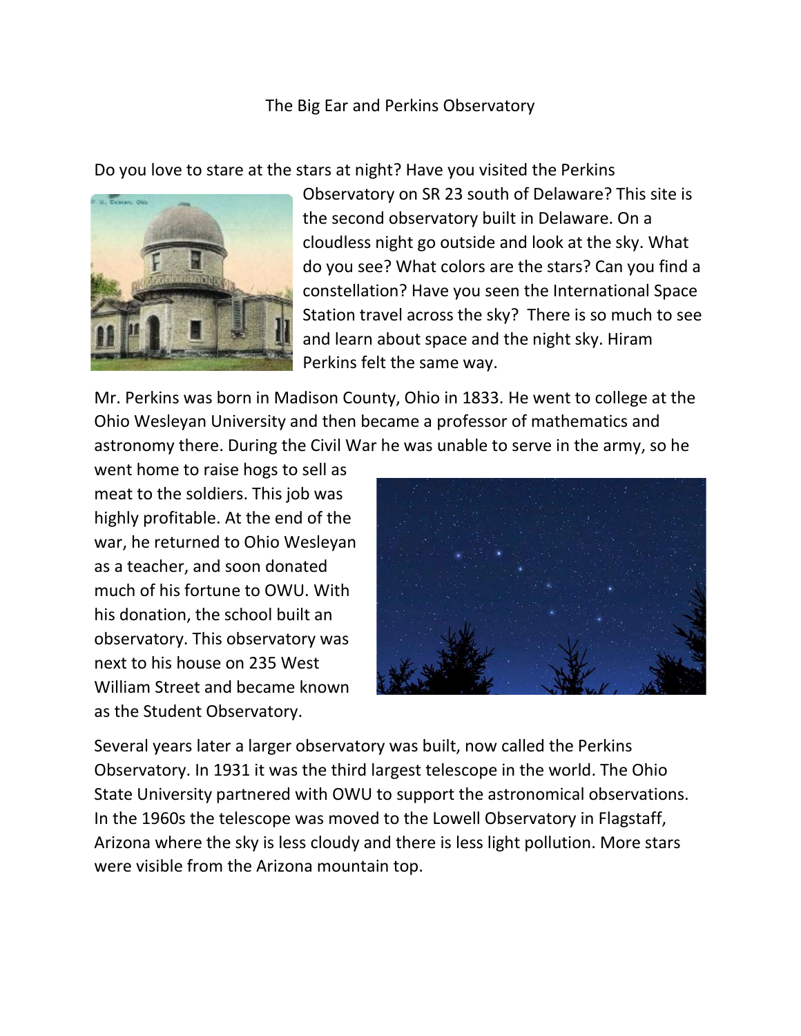# The Big Ear and Perkins Observatory

Do you love to stare at the stars at night? Have you visited the Perkins Observatory on SR 23 south of Delaware? This site is the second observatory built in Delaware. On a cloudless night go outside and look at the sky. What do you see? What colors are the stars? Can you find a constellation? Have you seen the International Space Station travel across the sky? There is so much to see and learn about space and the night sky. Hiram Perkins felt the same way.

Mr. Perkins was born in Madison County, Ohio in 1833. He went to college at the Ohio Wesleyan University and then became a professor of mathematics and astronomy there. During the Civil War he was unable to serve in the army, so he went home to raise hogs to sell as meat to the soldiers. This job was highly profitable. At the end of the war, he returned to Ohio Wesleyan as a teacher, and soon donated much of his fortune to OWU. With his donation, the school built an observatory. This observatory was next to his house on 235 West William Street and became known as the Student Observatory.

Several years later a larger observatory was built, now called the Perkins Observatory. In 1931 it was the third largest telescope in the world. The Ohio State University partnered with OWU to support the astronomical observations. In the 1960s the telescope was moved to the Lowell Observatory in Flagstaff, Arizona where the sky is less cloudy and there is less light pollution. More stars were visible from the Arizona mountain top.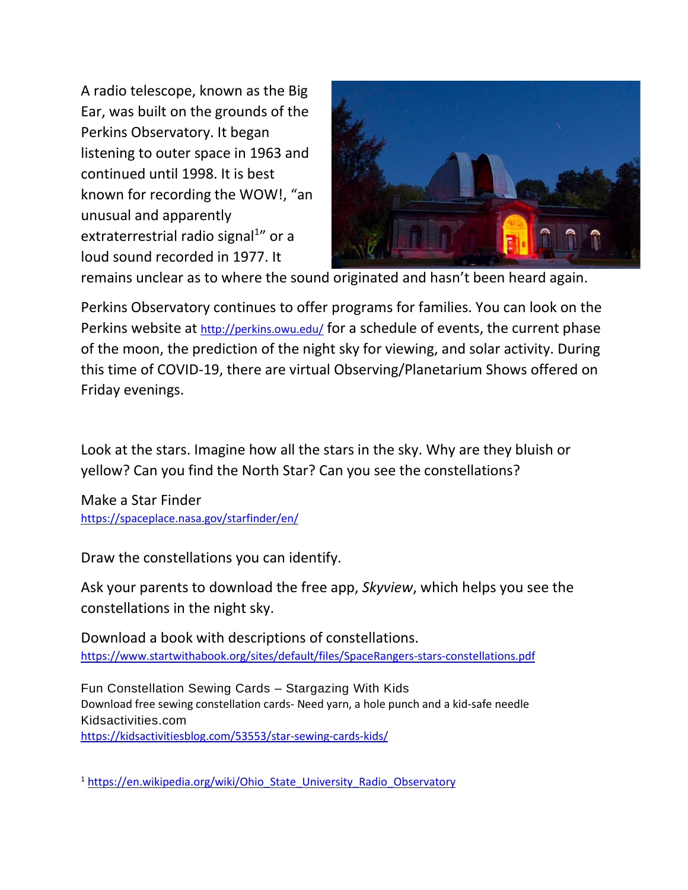A radio telescope, known as the Big Ear, was built on the grounds of the Perkins Observatory. It began listening to outer space in 1963 and continued until 1998. It is best known for recording the WOW!, "an unusual and apparently extraterrestrial radio signal[1]" or a loud sound recorded in 1977. It remains unclear as to where the sound originated and hasn't been heard again.

Perkins Observatory continues to offer programs for families. You can look on the Perkins website at http://perkins.owu.edu/ for a schedule of events, the current phase of the moon, the prediction of the night sky for viewing, and solar activity. During this time of COVID-19, there are virtual Observing/Planetarium Shows offered on Friday evenings.

Look at the stars. Imagine how all the stars in the sky. Why are they bluish or yellow? Can you find the North Star? Can you see the constellations?

Make a Star Finder
https://spaceplace.nasa.gov/starfinder/en/

Draw the constellations you can identify.

Ask your parents to download the free app, *Skyview*, which helps you see the constellations in the night sky.

Download a book with descriptions of constellations.
https://www.startwithabook.org/sites/default/files/SpaceRangers-stars-constellations.pdf

Fun Constellation Sewing Cards – Stargazing With Kids
Download free sewing constellation cards- Need yarn, a hole punch and a kid-safe needle
Kidsactivities.com
https://kidsactivitiesblog.com/53553/star-sewing-cards-kids/

[1] https://en.wikipedia.org/wiki/Ohio_State_University_Radio_Observatory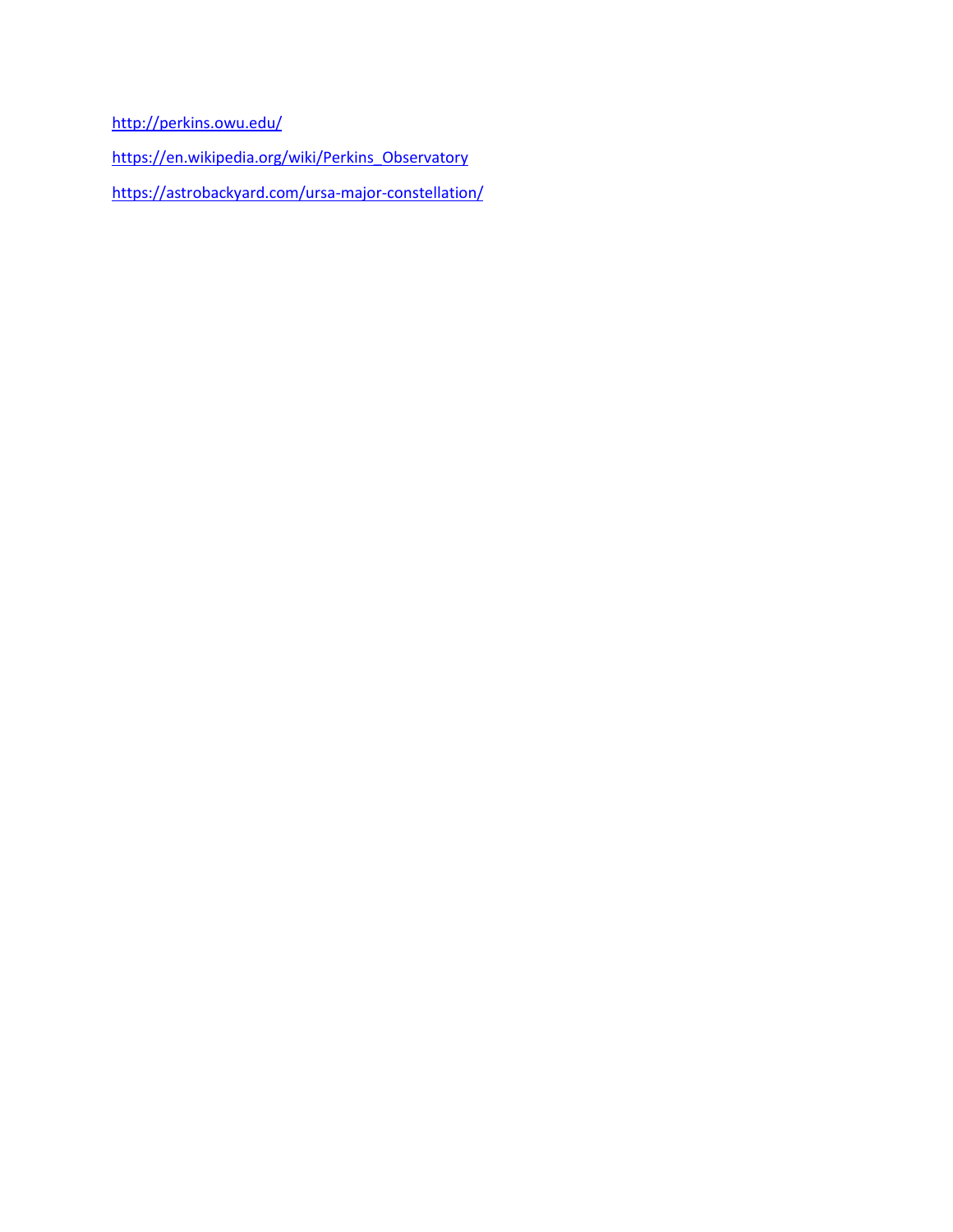http://perkins.owu.edu/

https://en.wikipedia.org/wiki/Perkins_Observatory

https://astrobackyard.com/ursa-major-constellation/